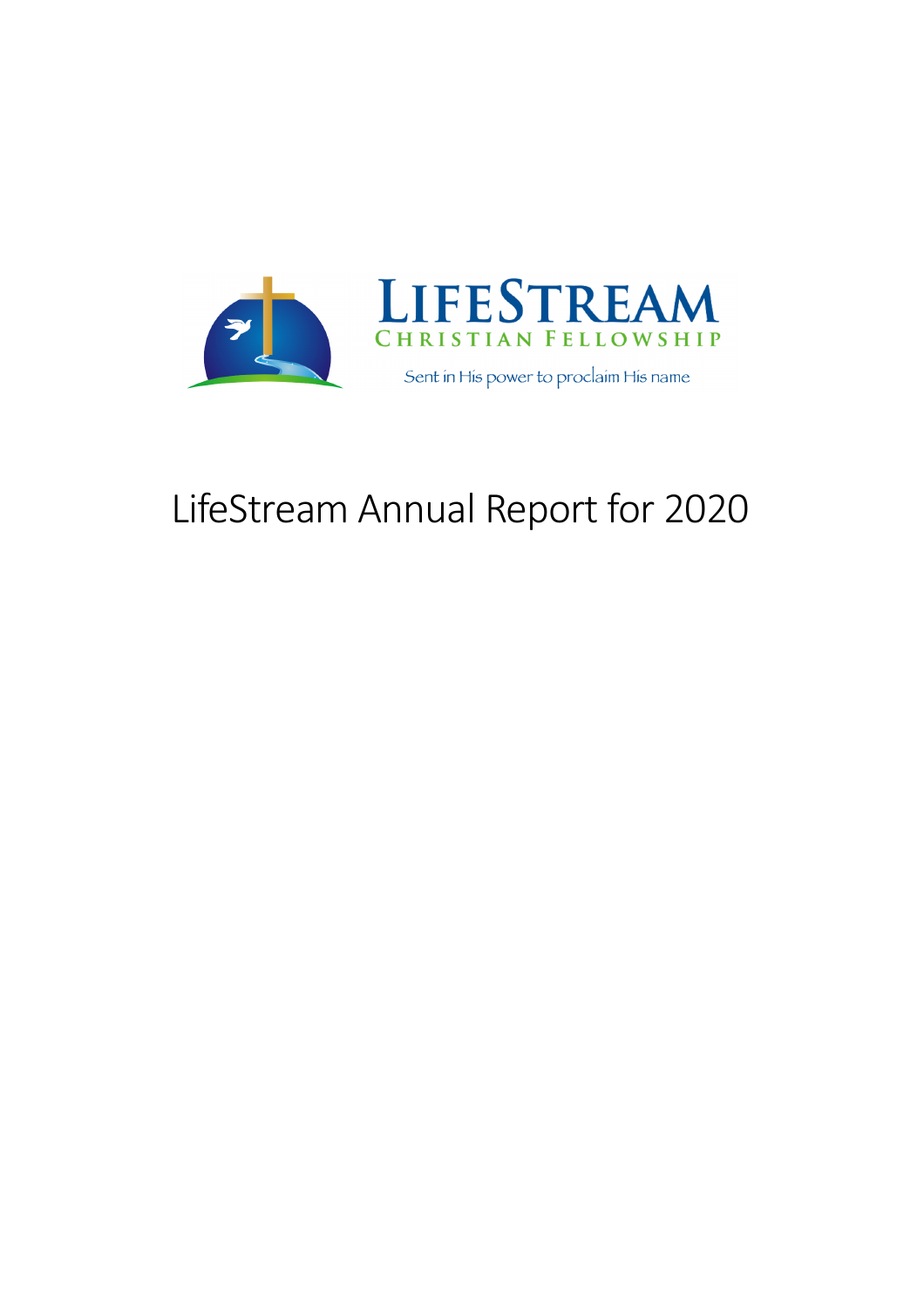LIFESTREAM

CHRISTIAN FELLOWSHIP

Sent in His power to proclaim His name

# LifeStream Annual Report for 2020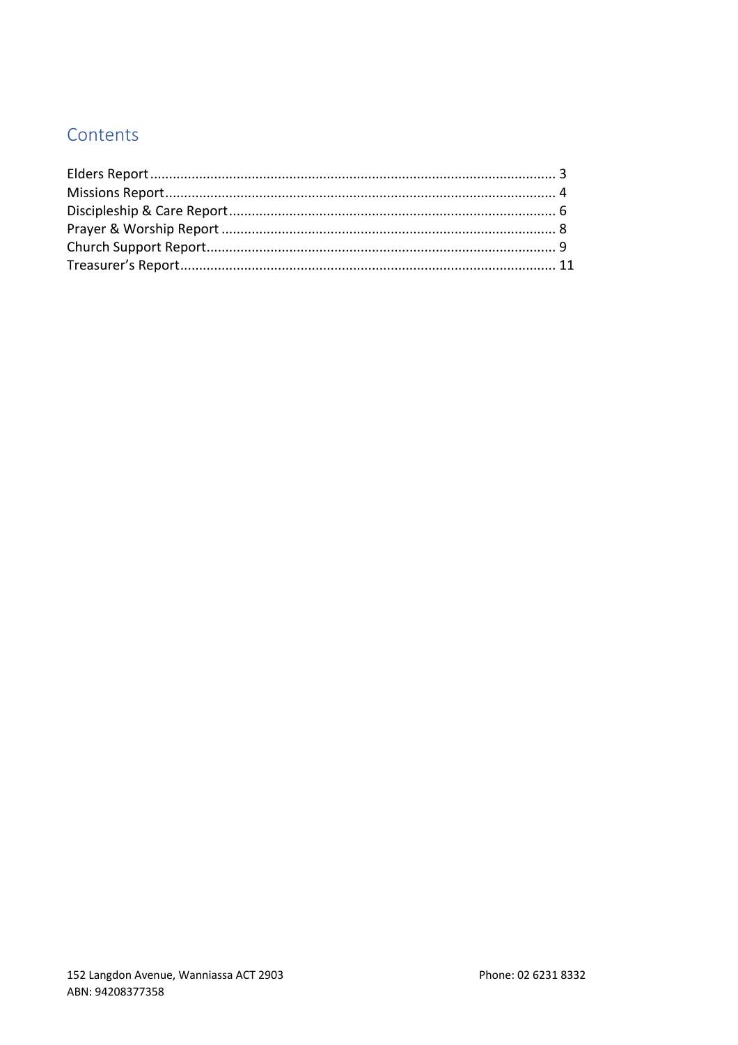## Contents

Elders Report ........................................................................................................ 3
Missions Report ..................................................................................................... 4
Discipleship & Care Report .................................................................................... 6
Prayer & Worship Report ....................................................................................... 8
Church Support Report .......................................................................................... 9
Treasurer's Report ................................................................................................. 11

152 Langdon Avenue, Wanniassa ACT 2903
ABN: 94208377358

Phone: 02 6231 8332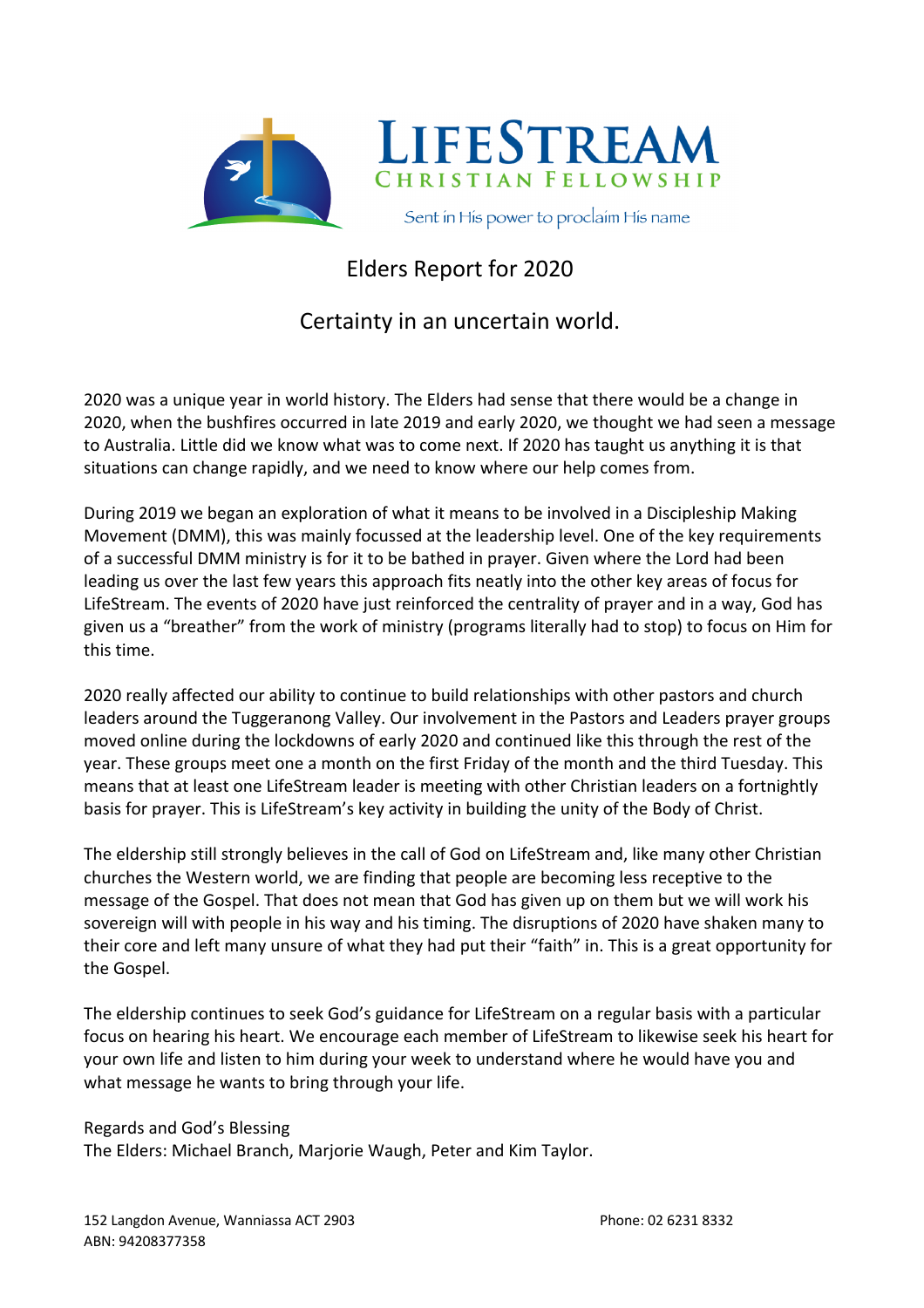# LIFESTREAM
## CHRISTIAN FELLOWSHIP

Sent in His power to proclaim His name

## Elders Report for 2020

### Certainty in an uncertain world.

2020 was a unique year in world history. The Elders had sense that there would be a change in 2020, when the bushfires occurred in late 2019 and early 2020, we thought we had seen a message to Australia. Little did we know what was to come next. If 2020 has taught us anything it is that situations can change rapidly, and we need to know where our help comes from.

During 2019 we began an exploration of what it means to be involved in a Discipleship Making Movement (DMM), this was mainly focussed at the leadership level. One of the key requirements of a successful DMM ministry is for it to be bathed in prayer. Given where the Lord had been leading us over the last few years this approach fits neatly into the other key areas of focus for LifeStream. The events of 2020 have just reinforced the centrality of prayer and in a way, God has given us a "breather" from the work of ministry (programs literally had to stop) to focus on Him for this time.

2020 really affected our ability to continue to build relationships with other pastors and church leaders around the Tuggeranong Valley. Our involvement in the Pastors and Leaders prayer groups moved online during the lockdowns of early 2020 and continued like this through the rest of the year. These groups meet one a month on the first Friday of the month and the third Tuesday. This means that at least one LifeStream leader is meeting with other Christian leaders on a fortnightly basis for prayer. This is LifeStream's key activity in building the unity of the Body of Christ.

The eldership still strongly believes in the call of God on LifeStream and, like many other Christian churches the Western world, we are finding that people are becoming less receptive to the message of the Gospel. That does not mean that God has given up on them but we will work his sovereign will with people in his way and his timing. The disruptions of 2020 have shaken many to their core and left many unsure of what they had put their "faith" in. This is a great opportunity for the Gospel.

The eldership continues to seek God's guidance for LifeStream on a regular basis with a particular focus on hearing his heart. We encourage each member of LifeStream to likewise seek his heart for your own life and listen to him during your week to understand where he would have you and what message he wants to bring through your life.

Regards and God's Blessing
The Elders: Michael Branch, Marjorie Waugh, Peter and Kim Taylor.

152 Langdon Avenue, Wanniassa ACT 2903
ABN: 94208377358

Phone: 02 6231 8332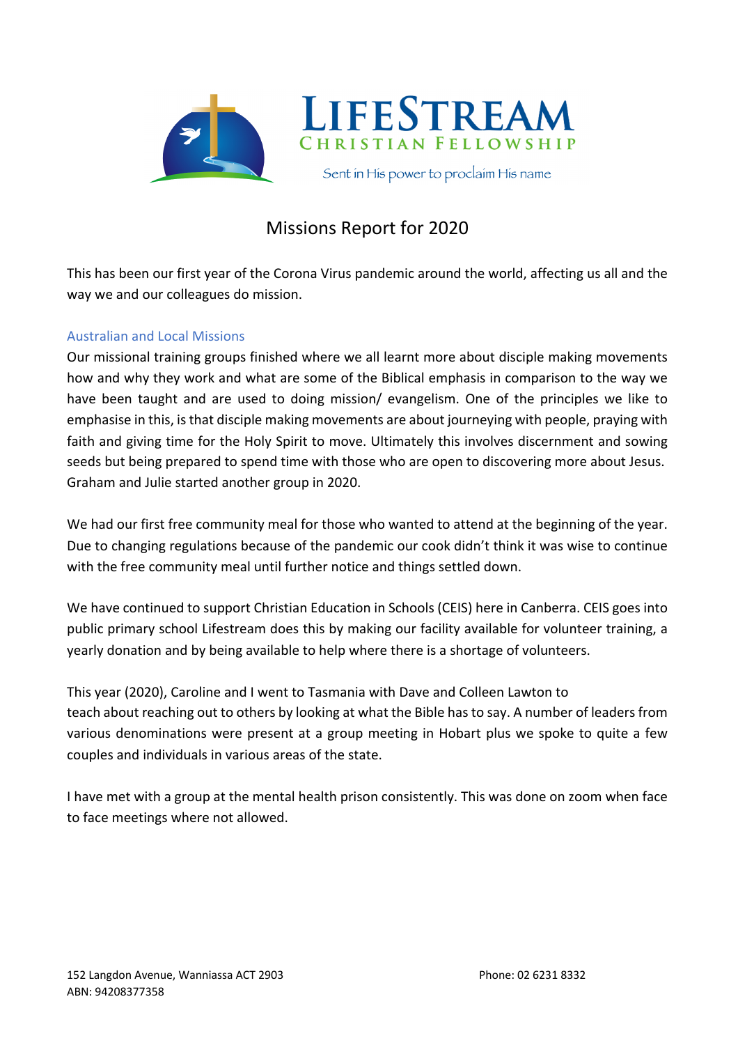# LIFESTREAM CHRISTIAN FELLOWSHIP

Sent in His power to proclaim His name

## Missions Report for 2020

This has been our first year of the Corona Virus pandemic around the world, affecting us all and the way we and our colleagues do mission.

### Australian and Local Missions

Our missional training groups finished where we all learnt more about disciple making movements how and why they work and what are some of the Biblical emphasis in comparison to the way we have been taught and are used to doing mission/ evangelism. One of the principles we like to emphasise in this, is that disciple making movements are about journeying with people, praying with faith and giving time for the Holy Spirit to move. Ultimately this involves discernment and sowing seeds but being prepared to spend time with those who are open to discovering more about Jesus. Graham and Julie started another group in 2020.

We had our first free community meal for those who wanted to attend at the beginning of the year. Due to changing regulations because of the pandemic our cook didn't think it was wise to continue with the free community meal until further notice and things settled down.

We have continued to support Christian Education in Schools (CEIS) here in Canberra. CEIS goes into public primary school Lifestream does this by making our facility available for volunteer training, a yearly donation and by being available to help where there is a shortage of volunteers.

This year (2020), Caroline and I went to Tasmania with Dave and Colleen Lawton to teach about reaching out to others by looking at what the Bible has to say. A number of leaders from various denominations were present at a group meeting in Hobart plus we spoke to quite a few couples and individuals in various areas of the state.

I have met with a group at the mental health prison consistently. This was done on zoom when face to face meetings where not allowed.

152 Langdon Avenue, Wanniassa ACT 2903
ABN: 94208377358

Phone: 02 6231 8332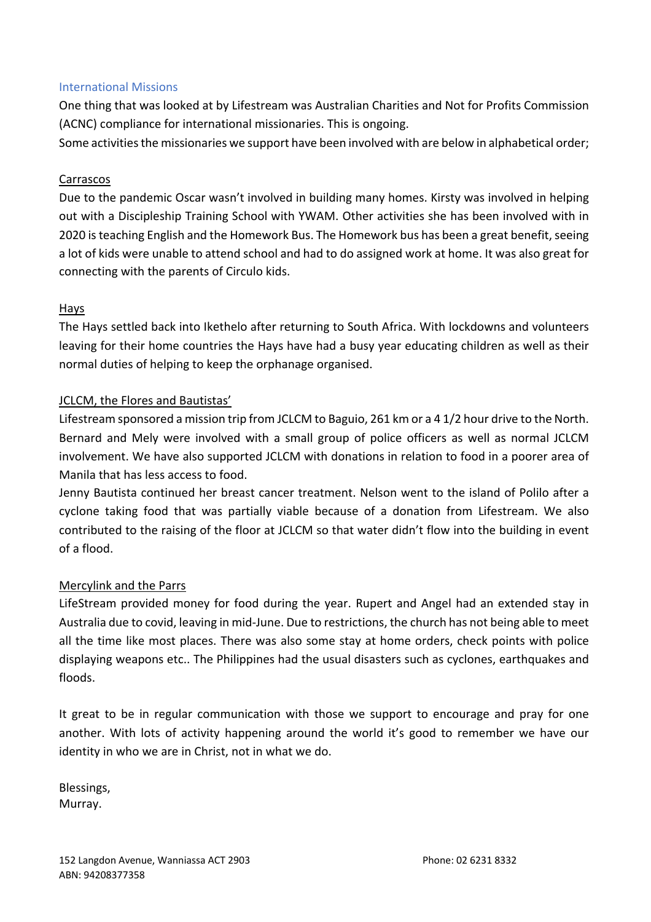## International Missions

One thing that was looked at by Lifestream was Australian Charities and Not for Profits Commission (ACNC) compliance for international missionaries. This is ongoing.

Some activities the missionaries we support have been involved with are below in alphabetical order;

### Carrascos

Due to the pandemic Oscar wasn't involved in building many homes. Kirsty was involved in helping out with a Discipleship Training School with YWAM. Other activities she has been involved with in 2020 is teaching English and the Homework Bus. The Homework bus has been a great benefit, seeing a lot of kids were unable to attend school and had to do assigned work at home. It was also great for connecting with the parents of Circulo kids.

### Hays

The Hays settled back into Ikethelo after returning to South Africa. With lockdowns and volunteers leaving for their home countries the Hays have had a busy year educating children as well as their normal duties of helping to keep the orphanage organised.

### JCLCM, the Flores and Bautistas'

Lifestream sponsored a mission trip from JCLCM to Baguio, 261 km or a 4 1/2 hour drive to the North. Bernard and Mely were involved with a small group of police officers as well as normal JCLCM involvement. We have also supported JCLCM with donations in relation to food in a poorer area of Manila that has less access to food.

Jenny Bautista continued her breast cancer treatment. Nelson went to the island of Polilo after a cyclone taking food that was partially viable because of a donation from Lifestream. We also contributed to the raising of the floor at JCLCM so that water didn't flow into the building in event of a flood.

### Mercylink and the Parrs

LifeStream provided money for food during the year. Rupert and Angel had an extended stay in Australia due to covid, leaving in mid-June. Due to restrictions, the church has not being able to meet all the time like most places. There was also some stay at home orders, check points with police displaying weapons etc.. The Philippines had the usual disasters such as cyclones, earthquakes and floods.

It great to be in regular communication with those we support to encourage and pray for one another. With lots of activity happening around the world it's good to remember we have our identity in who we are in Christ, not in what we do.

Blessings,
Murray.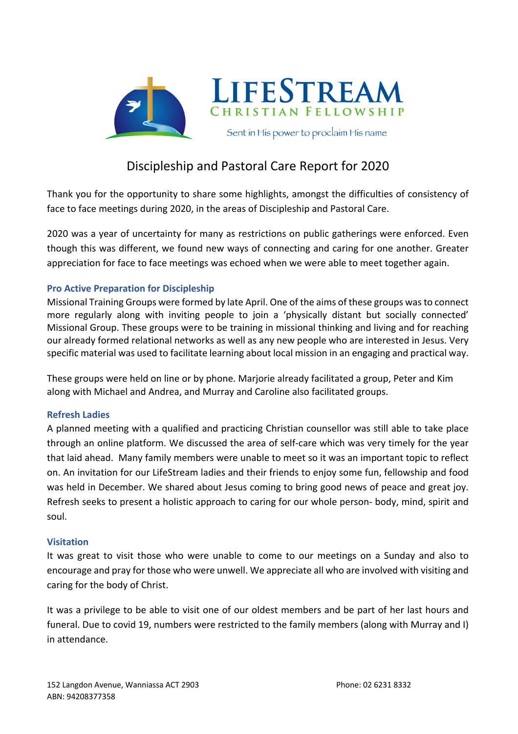# LIFESTREAM

## CHRISTIAN FELLOWSHIP

Sent in His power to proclaim His name

# Discipleship and Pastoral Care Report for 2020

Thank you for the opportunity to share some highlights, amongst the difficulties of consistency of face to face meetings during 2020, in the areas of Discipleship and Pastoral Care.

2020 was a year of uncertainty for many as restrictions on public gatherings were enforced. Even though this was different, we found new ways of connecting and caring for one another. Greater appreciation for face to face meetings was echoed when we were able to meet together again.

### Pro Active Preparation for Discipleship

Missional Training Groups were formed by late April. One of the aims of these groups was to connect more regularly along with inviting people to join a 'physically distant but socially connected' Missional Group. These groups were to be training in missional thinking and living and for reaching our already formed relational networks as well as any new people who are interested in Jesus. Very specific material was used to facilitate learning about local mission in an engaging and practical way.

These groups were held on line or by phone. Marjorie already facilitated a group, Peter and Kim along with Michael and Andrea, and Murray and Caroline also facilitated groups.

### Refresh Ladies

A planned meeting with a qualified and practicing Christian counsellor was still able to take place through an online platform. We discussed the area of self-care which was very timely for the year that laid ahead. Many family members were unable to meet so it was an important topic to reflect on. An invitation for our LifeStream ladies and their friends to enjoy some fun, fellowship and food was held in December. We shared about Jesus coming to bring good news of peace and great joy. Refresh seeks to present a holistic approach to caring for our whole person- body, mind, spirit and soul.

### Visitation

It was great to visit those who were unable to come to our meetings on a Sunday and also to encourage and pray for those who were unwell. We appreciate all who are involved with visiting and caring for the body of Christ.

It was a privilege to be able to visit one of our oldest members and be part of her last hours and funeral. Due to covid 19, numbers were restricted to the family members (along with Murray and I) in attendance.

152 Langdon Avenue, Wanniassa ACT 2903
ABN: 94208377358

Phone: 02 6231 8332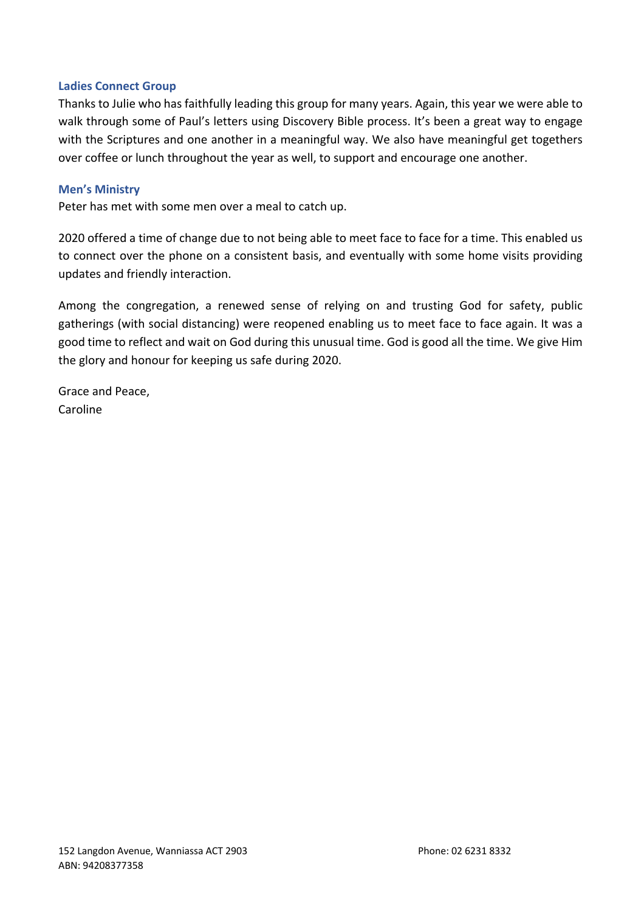### Ladies Connect Group

Thanks to Julie who has faithfully leading this group for many years. Again, this year we were able to walk through some of Paul's letters using Discovery Bible process. It's been a great way to engage with the Scriptures and one another in a meaningful way. We also have meaningful get togethers over coffee or lunch throughout the year as well, to support and encourage one another.

### Men's Ministry

Peter has met with some men over a meal to catch up.

2020 offered a time of change due to not being able to meet face to face for a time. This enabled us to connect over the phone on a consistent basis, and eventually with some home visits providing updates and friendly interaction.

Among the congregation, a renewed sense of relying on and trusting God for safety, public gatherings (with social distancing) were reopened enabling us to meet face to face again. It was a good time to reflect and wait on God during this unusual time. God is good all the time. We give Him the glory and honour for keeping us safe during 2020.

Grace and Peace,
Caroline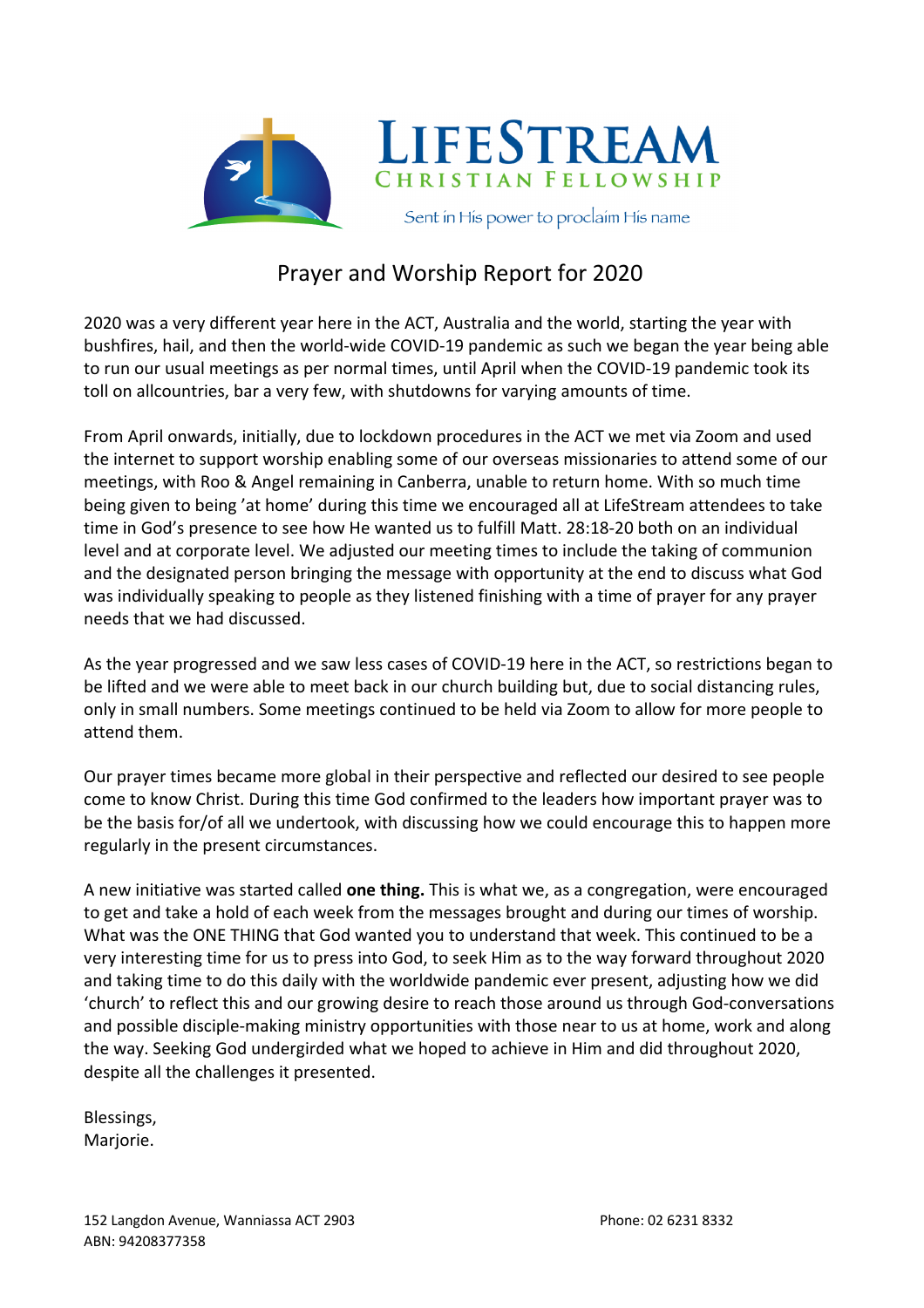LIFESTREAM
CHRISTIAN FELLOWSHIP
Sent in His power to proclaim His name

# Prayer and Worship Report for 2020

2020 was a very different year here in the ACT, Australia and the world, starting the year with bushfires, hail, and then the world-wide COVID-19 pandemic as such we began the year being able to run our usual meetings as per normal times, until April when the COVID-19 pandemic took its toll on allcountries, bar a very few, with shutdowns for varying amounts of time.

From April onwards, initially, due to lockdown procedures in the ACT we met via Zoom and used the internet to support worship enabling some of our overseas missionaries to attend some of our meetings, with Roo & Angel remaining in Canberra, unable to return home. With so much time being given to being 'at home' during this time we encouraged all at LifeStream attendees to take time in God's presence to see how He wanted us to fulfill Matt. 28:18-20 both on an individual level and at corporate level. We adjusted our meeting times to include the taking of communion and the designated person bringing the message with opportunity at the end to discuss what God was individually speaking to people as they listened finishing with a time of prayer for any prayer needs that we had discussed.

As the year progressed and we saw less cases of COVID-19 here in the ACT, so restrictions began to be lifted and we were able to meet back in our church building but, due to social distancing rules, only in small numbers. Some meetings continued to be held via Zoom to allow for more people to attend them.

Our prayer times became more global in their perspective and reflected our desired to see people come to know Christ. During this time God confirmed to the leaders how important prayer was to be the basis for/of all we undertook, with discussing how we could encourage this to happen more regularly in the present circumstances.

A new initiative was started called **one thing.** This is what we, as a congregation, were encouraged to get and take a hold of each week from the messages brought and during our times of worship. What was the ONE THING that God wanted you to understand that week. This continued to be a very interesting time for us to press into God, to seek Him as to the way forward throughout 2020 and taking time to do this daily with the worldwide pandemic ever present, adjusting how we did 'church' to reflect this and our growing desire to reach those around us through God-conversations and possible disciple-making ministry opportunities with those near to us at home, work and along the way. Seeking God undergirded what we hoped to achieve in Him and did throughout 2020, despite all the challenges it presented.

Blessings,
Marjorie.

152 Langdon Avenue, Wanniassa ACT 2903
ABN: 94208377358

Phone: 02 6231 8332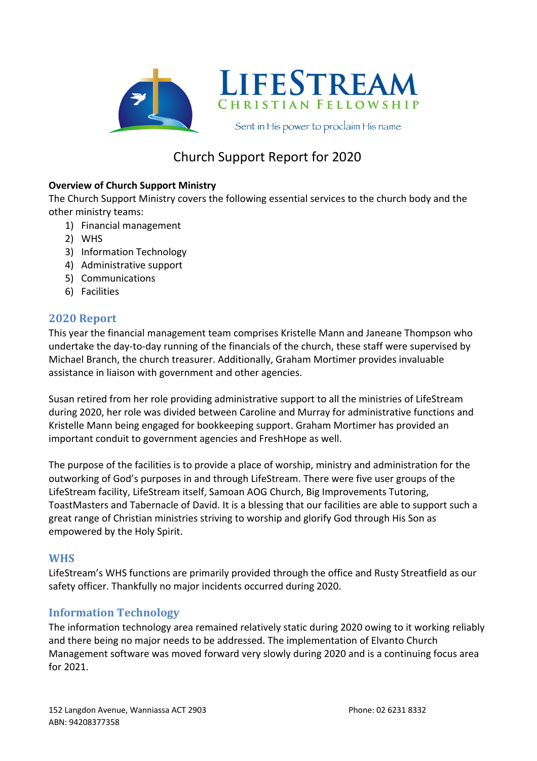LIFESTREAM
CHRISTIAN FELLOWSHIP
Sent in His power to proclaim His name

# Church Support Report for 2020

**Overview of Church Support Ministry**
The Church Support Ministry covers the following essential services to the church body and the other ministry teams:

1) Financial management
2) WHS
3) Information Technology
4) Administrative support
5) Communications
6) Facilities

## 2020 Report

This year the financial management team comprises Kristelle Mann and Janeane Thompson who undertake the day-to-day running of the financials of the church, these staff were supervised by Michael Branch, the church treasurer. Additionally, Graham Mortimer provides invaluable assistance in liaison with government and other agencies.

Susan retired from her role providing administrative support to all the ministries of LifeStream during 2020, her role was divided between Caroline and Murray for administrative functions and Kristelle Mann being engaged for bookkeeping support. Graham Mortimer has provided an important conduit to government agencies and FreshHope as well.

The purpose of the facilities is to provide a place of worship, ministry and administration for the outworking of God's purposes in and through LifeStream. There were five user groups of the LifeStream facility, LifeStream itself, Samoan AOG Church, Big Improvements Tutoring, ToastMasters and Tabernacle of David. It is a blessing that our facilities are able to support such a great range of Christian ministries striving to worship and glorify God through His Son as empowered by the Holy Spirit.

## WHS

LifeStream's WHS functions are primarily provided through the office and Rusty Streatfield as our safety officer. Thankfully no major incidents occurred during 2020.

## Information Technology

The information technology area remained relatively static during 2020 owing to it working reliably and there being no major needs to be addressed. The implementation of Elvanto Church Management software was moved forward very slowly during 2020 and is a continuing focus area for 2021.

152 Langdon Avenue, Wanniassa ACT 2903
ABN: 94208377358
Phone: 02 6231 8332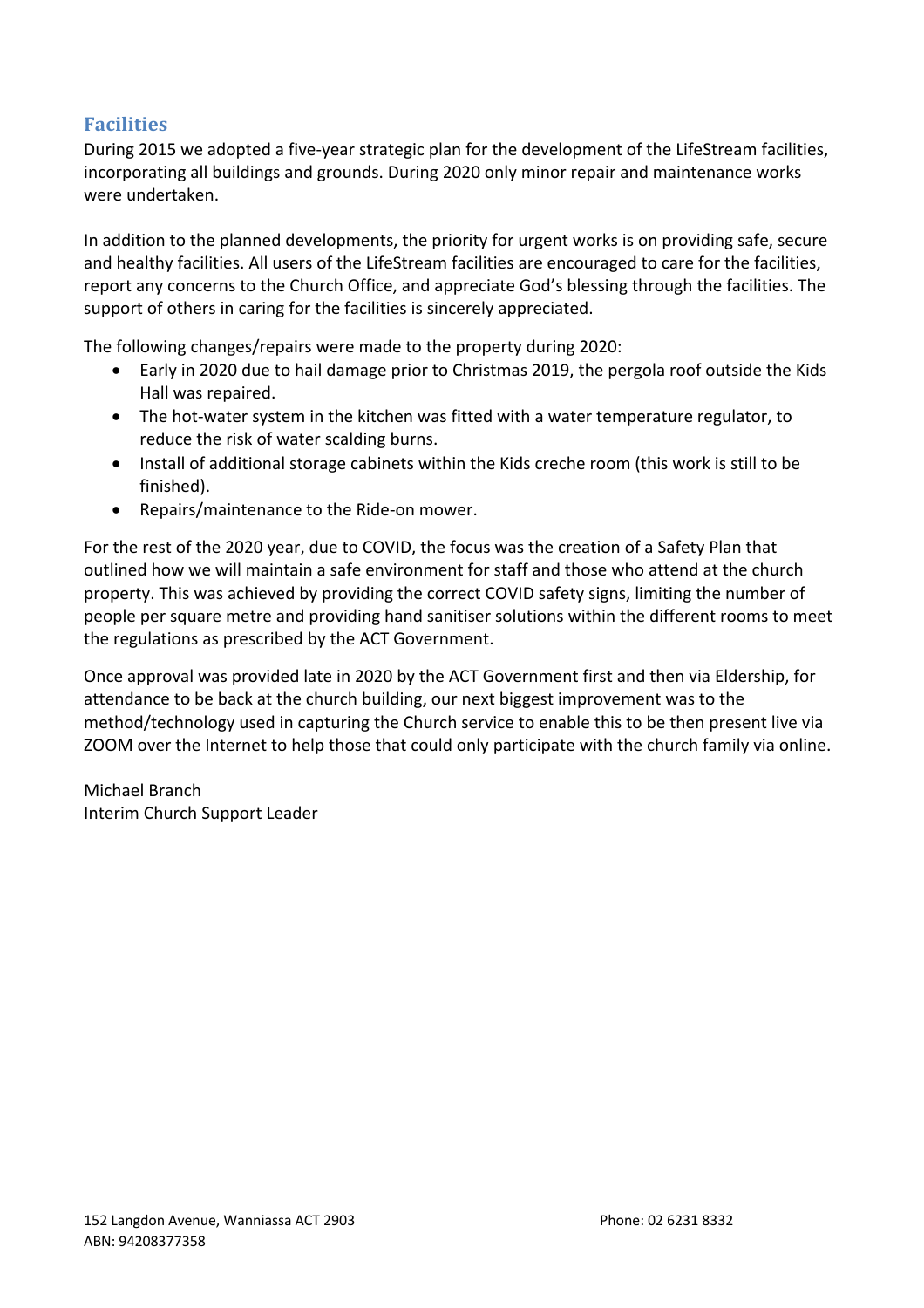## Facilities

During 2015 we adopted a five-year strategic plan for the development of the LifeStream facilities, incorporating all buildings and grounds. During 2020 only minor repair and maintenance works were undertaken.

In addition to the planned developments, the priority for urgent works is on providing safe, secure and healthy facilities. All users of the LifeStream facilities are encouraged to care for the facilities, report any concerns to the Church Office, and appreciate God's blessing through the facilities. The support of others in caring for the facilities is sincerely appreciated.

The following changes/repairs were made to the property during 2020:

- Early in 2020 due to hail damage prior to Christmas 2019, the pergola roof outside the Kids Hall was repaired.
- The hot-water system in the kitchen was fitted with a water temperature regulator, to reduce the risk of water scalding burns.
- Install of additional storage cabinets within the Kids creche room (this work is still to be finished).
- Repairs/maintenance to the Ride-on mower.

For the rest of the 2020 year, due to COVID, the focus was the creation of a Safety Plan that outlined how we will maintain a safe environment for staff and those who attend at the church property. This was achieved by providing the correct COVID safety signs, limiting the number of people per square metre and providing hand sanitiser solutions within the different rooms to meet the regulations as prescribed by the ACT Government.

Once approval was provided late in 2020 by the ACT Government first and then via Eldership, for attendance to be back at the church building, our next biggest improvement was to the method/technology used in capturing the Church service to enable this to be then present live via ZOOM over the Internet to help those that could only participate with the church family via online.

Michael Branch
Interim Church Support Leader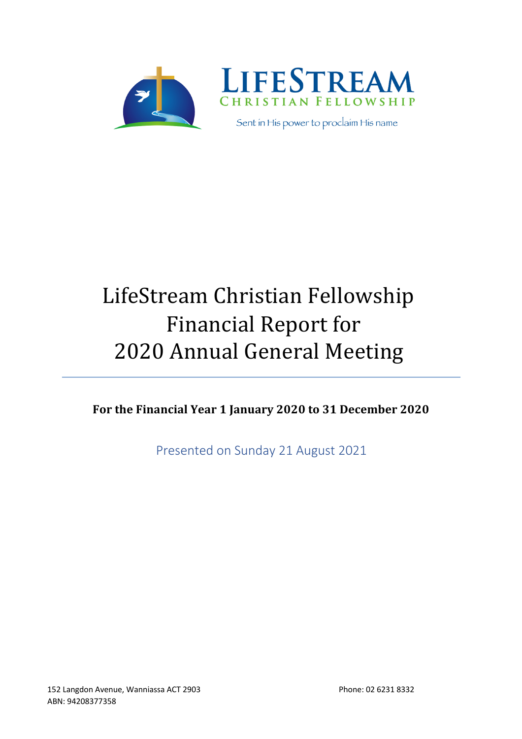LifeStream Christian Fellowship
Financial Report for
2020 Annual General Meeting

**For the Financial Year 1 January 2020 to 31 December 2020**

Presented on Sunday 21 August 2021

152 Langdon Avenue, Wanniassa ACT 2903
ABN: 94208377358

Phone: 02 6231 8332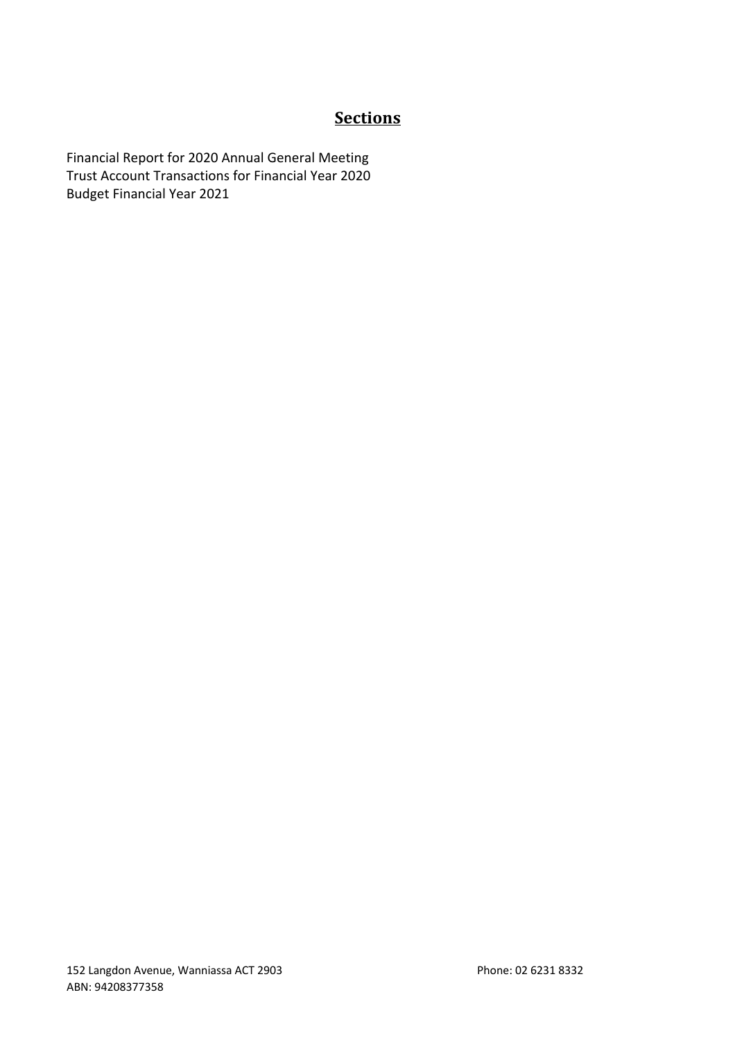## Sections

Financial Report for 2020 Annual General Meeting
Trust Account Transactions for Financial Year 2020
Budget Financial Year 2021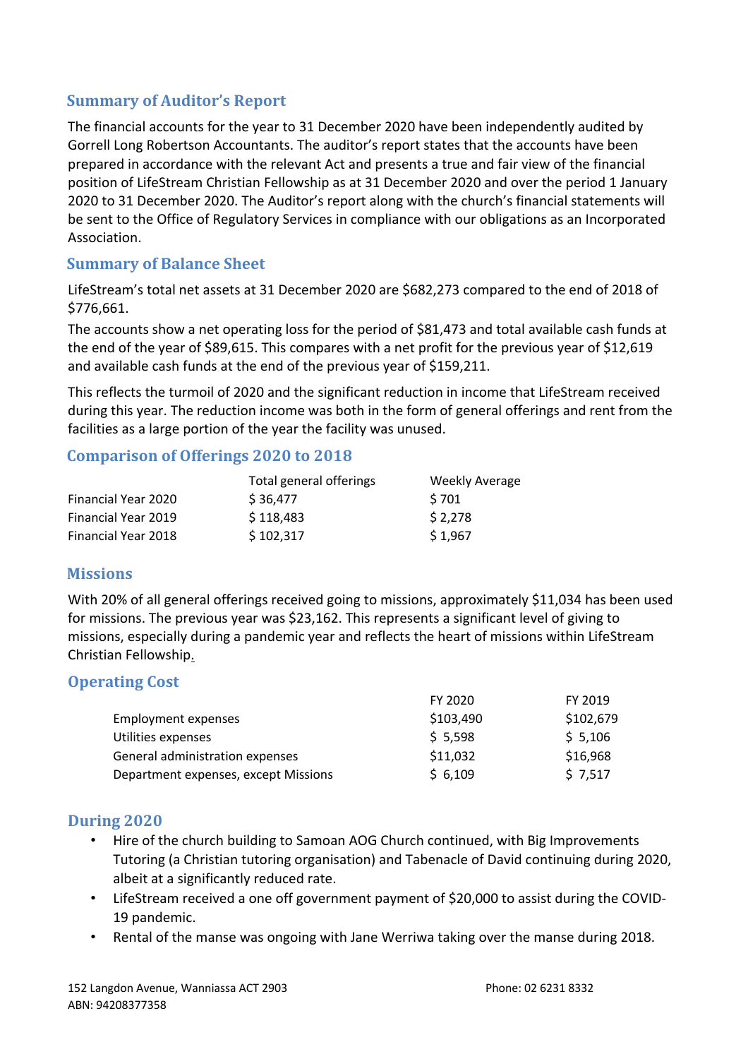## Summary of Auditor's Report

The financial accounts for the year to 31 December 2020 have been independently audited by Gorrell Long Robertson Accountants. The auditor's report states that the accounts have been prepared in accordance with the relevant Act and presents a true and fair view of the financial position of LifeStream Christian Fellowship as at 31 December 2020 and over the period 1 January 2020 to 31 December 2020. The Auditor's report along with the church's financial statements will be sent to the Office of Regulatory Services in compliance with our obligations as an Incorporated Association.

## Summary of Balance Sheet

LifeStream's total net assets at 31 December 2020 are $682,273 compared to the end of 2018 of $776,661.

The accounts show a net operating loss for the period of $81,473 and total available cash funds at the end of the year of $89,615. This compares with a net profit for the previous year of $12,619 and available cash funds at the end of the previous year of $159,211.

This reflects the turmoil of 2020 and the significant reduction in income that LifeStream received during this year. The reduction income was both in the form of general offerings and rent from the facilities as a large portion of the year the facility was unused.

## Comparison of Offerings 2020 to 2018

| | Total general offerings | Weekly Average |
|---|---|---|
| Financial Year 2020 | $ 36,477 | $ 701 |
| Financial Year 2019 | $ 118,483 | $ 2,278 |
| Financial Year 2018 | $ 102,317 | $ 1,967 |

## Missions

With 20% of all general offerings received going to missions, approximately $11,034 has been used for missions. The previous year was $23,162. This represents a significant level of giving to missions, especially during a pandemic year and reflects the heart of missions within LifeStream Christian Fellowship.

## Operating Cost

| | FY 2020 | FY 2019 |
|---|---|---|
| Employment expenses | $103,490 | $102,679 |
| Utilities expenses | $ 5,598 | $ 5,106 |
| General administration expenses | $11,032 | $16,968 |
| Department expenses, except Missions | $ 6,109 | $ 7,517 |

## During 2020

- Hire of the church building to Samoan AOG Church continued, with Big Improvements Tutoring (a Christian tutoring organisation) and Tabenacle of David continuing during 2020, albeit at a significantly reduced rate.
- LifeStream received a one off government payment of $20,000 to assist during the COVID-19 pandemic.
- Rental of the manse was ongoing with Jane Werriwa taking over the manse during 2018.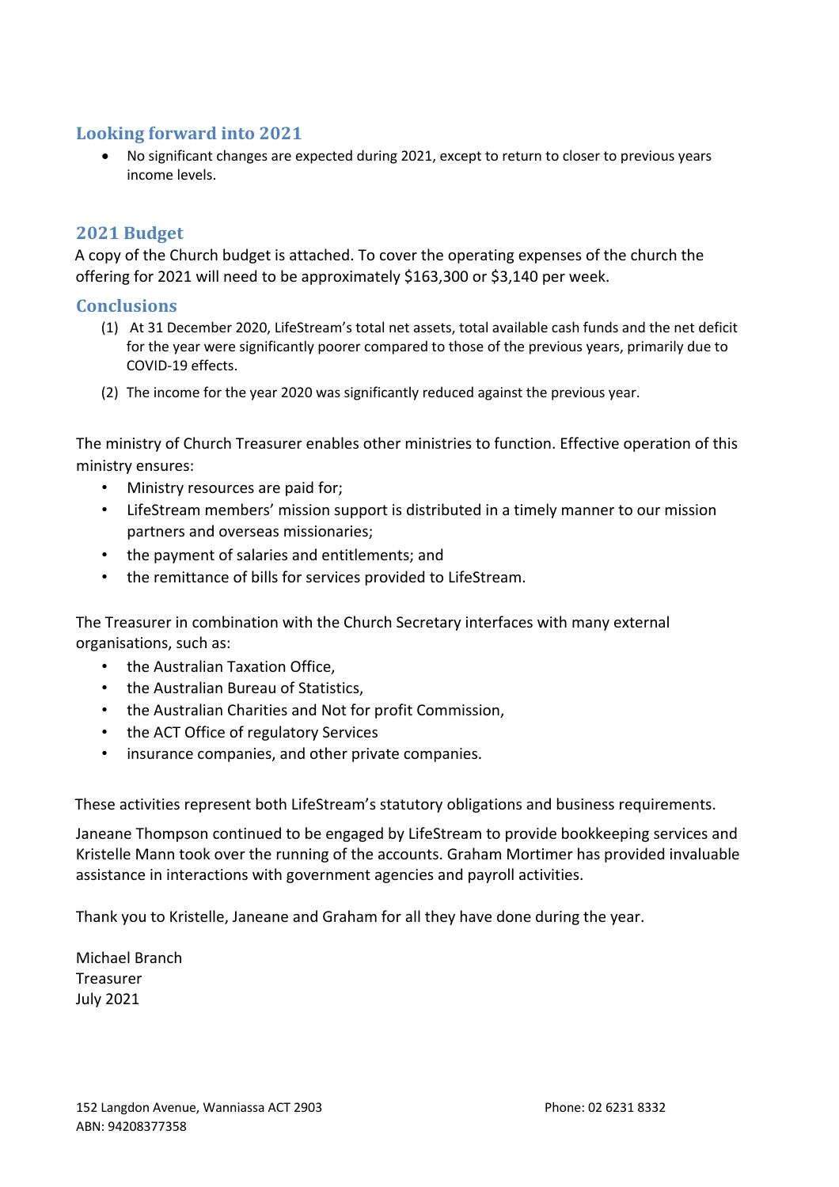## Looking forward into 2021

- No significant changes are expected during 2021, except to return to closer to previous years income levels.

## 2021 Budget

A copy of the Church budget is attached. To cover the operating expenses of the church the offering for 2021 will need to be approximately $163,300 or $3,140 per week.

## Conclusions

(1) At 31 December 2020, LifeStream's total net assets, total available cash funds and the net deficit for the year were significantly poorer compared to those of the previous years, primarily due to COVID-19 effects.

(2) The income for the year 2020 was significantly reduced against the previous year.

The ministry of Church Treasurer enables other ministries to function. Effective operation of this ministry ensures:

- Ministry resources are paid for;
- LifeStream members' mission support is distributed in a timely manner to our mission partners and overseas missionaries;
- the payment of salaries and entitlements; and
- the remittance of bills for services provided to LifeStream.

The Treasurer in combination with the Church Secretary interfaces with many external organisations, such as:

- the Australian Taxation Office,
- the Australian Bureau of Statistics,
- the Australian Charities and Not for profit Commission,
- the ACT Office of regulatory Services
- insurance companies, and other private companies.

These activities represent both LifeStream's statutory obligations and business requirements.

Janeane Thompson continued to be engaged by LifeStream to provide bookkeeping services and Kristelle Mann took over the running of the accounts. Graham Mortimer has provided invaluable assistance in interactions with government agencies and payroll activities.

Thank you to Kristelle, Janeane and Graham for all they have done during the year.

Michael Branch
Treasurer
July 2021

152 Langdon Avenue, Wanniassa ACT 2903
ABN: 94208377358
Phone: 02 6231 8332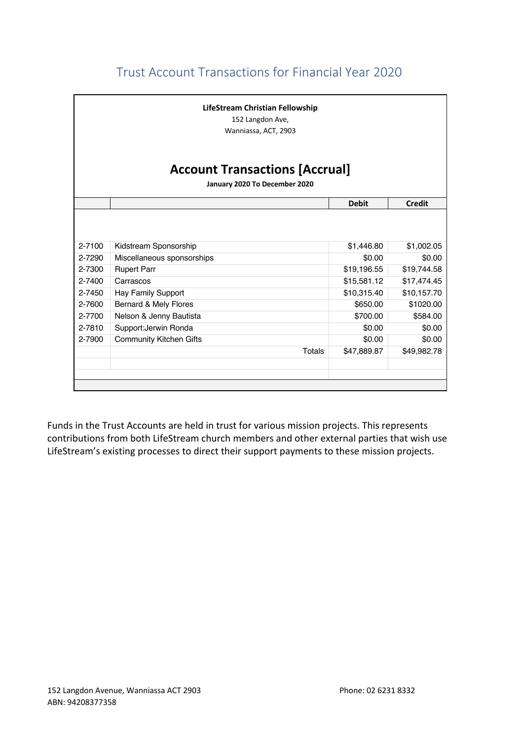## Trust Account Transactions for Financial Year 2020

**LifeStream Christian Fellowship**
152 Langdon Ave,
Wanniassa, ACT, 2903

### Account Transactions [Accrual]

**January 2020 To December 2020**

| | | Debit | Credit |
|---|---|---|---|
| 2-7100 | Kidstream Sponsorship | $1,446.80 | $1,002.05 |
| 2-7290 | Miscellaneous sponsorships | $0.00 | $0.00 |
| 2-7300 | Rupert Parr | $19,196.55 | $19,744.58 |
| 2-7400 | Carrascos | $15,581.12 | $17,474.45 |
| 2-7450 | Hay Family Support | $10,315.40 | $10,157.70 |
| 2-7600 | Bernard & Mely Flores | $650.00 | $1020.00 |
| 2-7700 | Nelson & Jenny Bautista | $700.00 | $584.00 |
| 2-7810 | Support:Jerwin Ronda | $0.00 | $0.00 |
| 2-7900 | Community Kitchen Gifts | $0.00 | $0.00 |
| | Totals | $47,889.87 | $49,982.78 |

Funds in the Trust Accounts are held in trust for various mission projects. This represents contributions from both LifeStream church members and other external parties that wish use LifeStream's existing processes to direct their support payments to these mission projects.

152 Langdon Avenue, Wanniassa ACT 2903
ABN: 94208377358
Phone: 02 6231 8332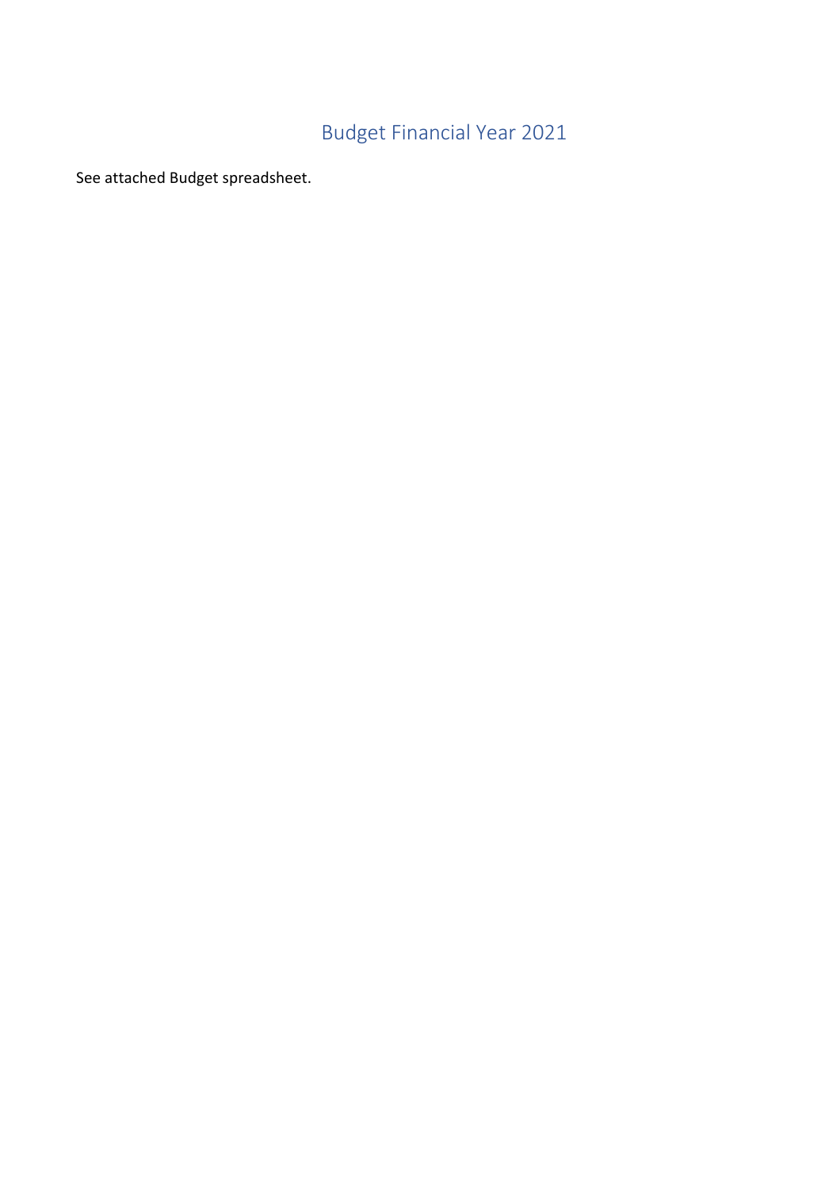# Budget Financial Year 2021

See attached Budget spreadsheet.